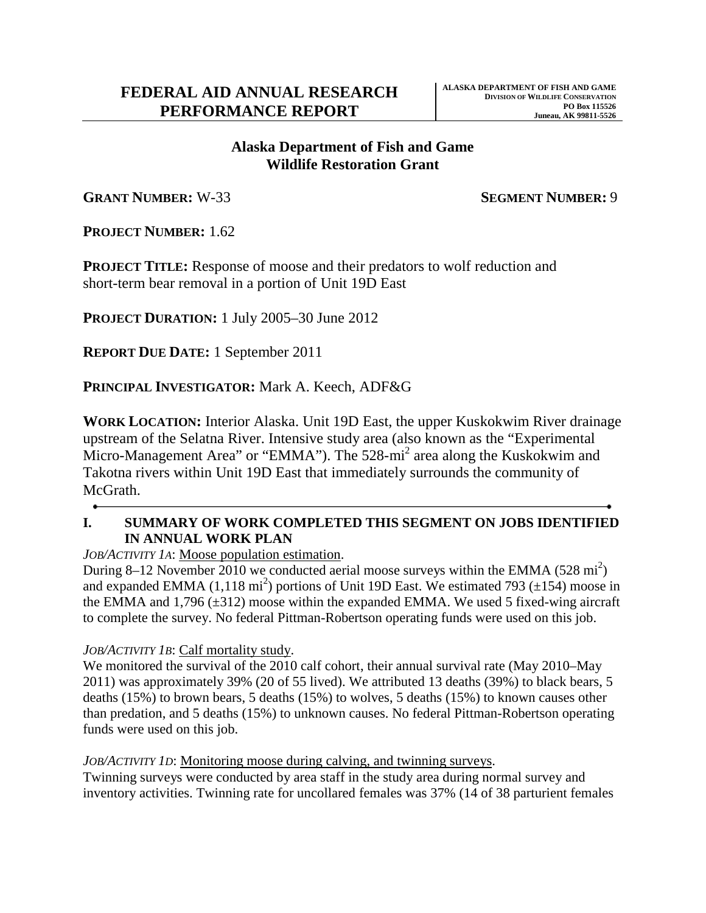# FEDERAL AID ANNUAL RESEARCH PERFORMANCE REPORT

**ALASKA DEPARTMENT OF FISH AND GAME**
**DIVISION OF WILDLIFE CONSERVATION**
**PO Box 115526**
**Juneau, AK 99811-5526**

## Alaska Department of Fish and Game
## Wildlife Restoration Grant

**GRANT NUMBER:** W-33 **SEGMENT NUMBER:** 9

**PROJECT NUMBER:** 1.62

**PROJECT TITLE:** Response of moose and their predators to wolf reduction and short-term bear removal in a portion of Unit 19D East

**PROJECT DURATION:** 1 July 2005–30 June 2012

**REPORT DUE DATE:** 1 September 2011

**PRINCIPAL INVESTIGATOR:** Mark A. Keech, ADF&G

**WORK LOCATION:** Interior Alaska. Unit 19D East, the upper Kuskokwim River drainage upstream of the Selatna River. Intensive study area (also known as the "Experimental Micro-Management Area" or "EMMA"). The 528-mi$^2$ area along the Kuskokwim and Takotna rivers within Unit 19D East that immediately surrounds the community of McGrath.

---

## I. SUMMARY OF WORK COMPLETED THIS SEGMENT ON JOBS IDENTIFIED IN ANNUAL WORK PLAN

*JOB/ACTIVITY 1A*: Moose population estimation.
During 8–12 November 2010 we conducted aerial moose surveys within the EMMA (528 mi$^2$) and expanded EMMA (1,118 mi$^2$) portions of Unit 19D East. We estimated 793 (±154) moose in the EMMA and 1,796 (±312) moose within the expanded EMMA. We used 5 fixed-wing aircraft to complete the survey. No federal Pittman-Robertson operating funds were used on this job.

*JOB/ACTIVITY 1B*: Calf mortality study.
We monitored the survival of the 2010 calf cohort, their annual survival rate (May 2010–May 2011) was approximately 39% (20 of 55 lived). We attributed 13 deaths (39%) to black bears, 5 deaths (15%) to brown bears, 5 deaths (15%) to wolves, 5 deaths (15%) to known causes other than predation, and 5 deaths (15%) to unknown causes. No federal Pittman-Robertson operating funds were used on this job.

*JOB/ACTIVITY 1D*: Monitoring moose during calving, and twinning surveys.
Twinning surveys were conducted by area staff in the study area during normal survey and inventory activities. Twinning rate for uncollared females was 37% (14 of 38 parturient females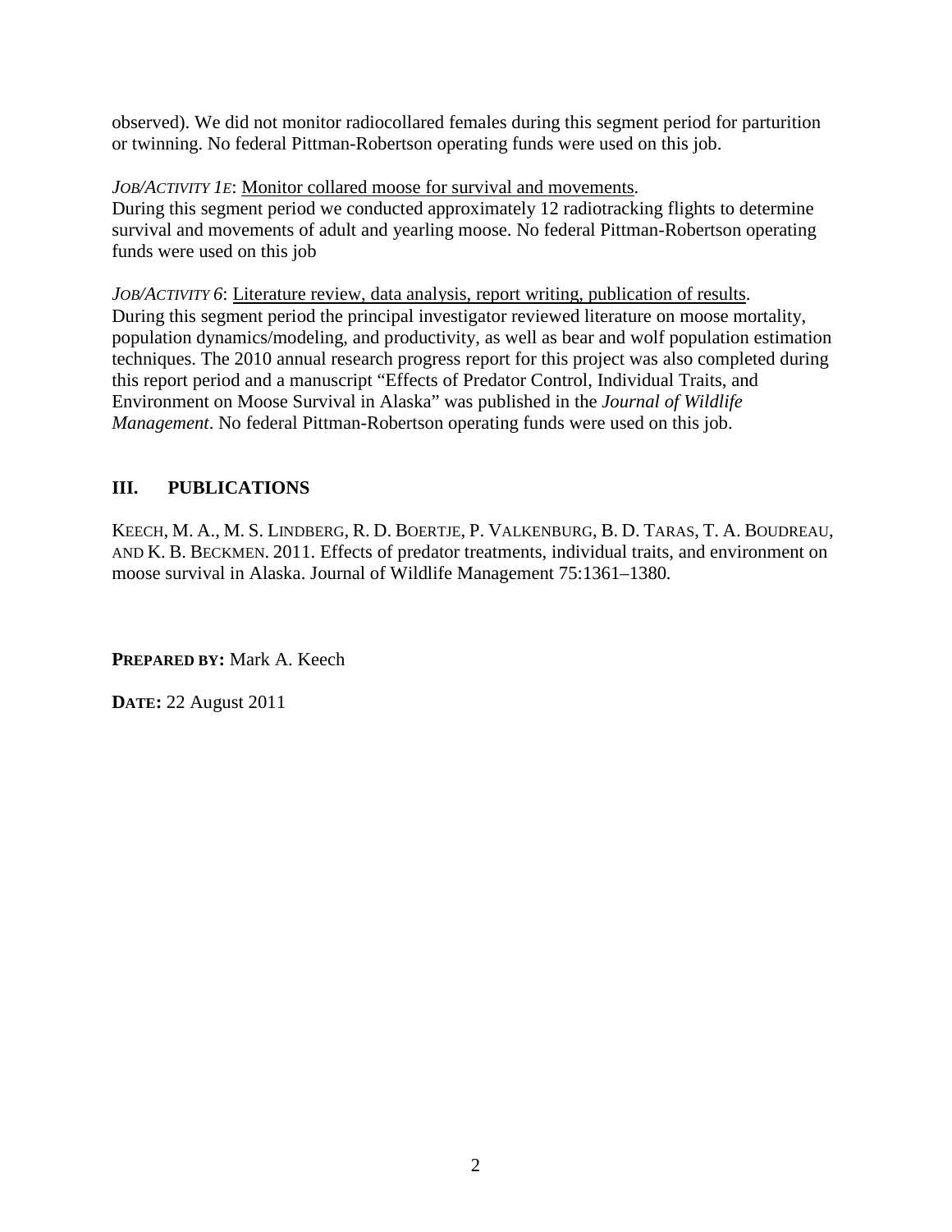observed). We did not monitor radiocollared females during this segment period for parturition or twinning. No federal Pittman-Robertson operating funds were used on this job.

*JOB/ACTIVITY 1E*: Monitor collared moose for survival and movements.
During this segment period we conducted approximately 12 radiotracking flights to determine survival and movements of adult and yearling moose. No federal Pittman-Robertson operating funds were used on this job

*JOB/ACTIVITY 6*: Literature review, data analysis, report writing, publication of results.
During this segment period the principal investigator reviewed literature on moose mortality, population dynamics/modeling, and productivity, as well as bear and wolf population estimation techniques. The 2010 annual research progress report for this project was also completed during this report period and a manuscript "Effects of Predator Control, Individual Traits, and Environment on Moose Survival in Alaska" was published in the *Journal of Wildlife Management*. No federal Pittman-Robertson operating funds were used on this job.

## III. PUBLICATIONS

KEECH, M. A., M. S. LINDBERG, R. D. BOERTJE, P. VALKENBURG, B. D. TARAS, T. A. BOUDREAU, AND K. B. BECKMEN. 2011. Effects of predator treatments, individual traits, and environment on moose survival in Alaska. Journal of Wildlife Management 75:1361–1380.

**PREPARED BY:** Mark A. Keech

**DATE:** 22 August 2011